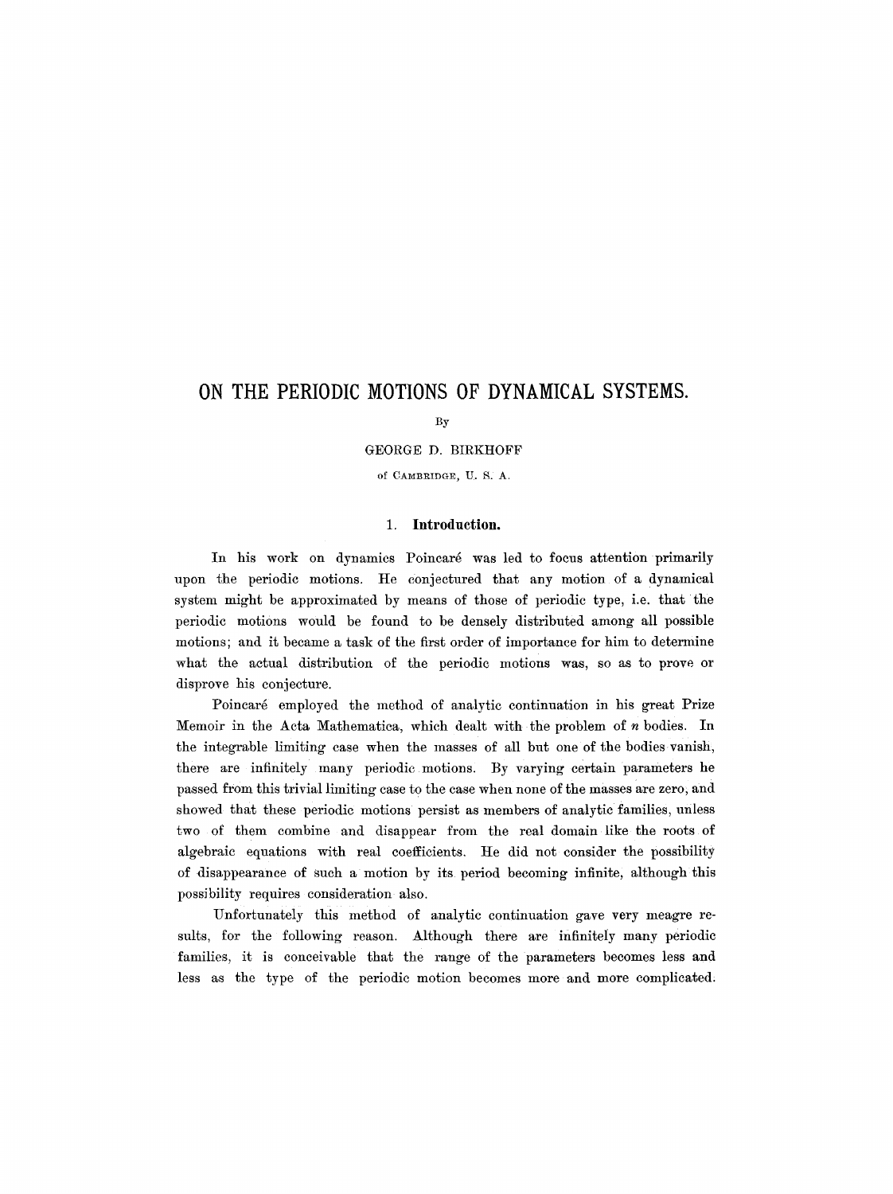# ON THE PERIODIC MOTIONS OF DYNAMICAL SYSTEMS.

By

GEORGE D. BIRKHOFF

of CAMBRIDGE, U. S. A.

## 1. Introduction.

In his work on dynamics Poincaré was led to focus attention primarily upon the periodic motions. He conjectured that any motion of a dynamical system might be approximated by means of those of periodic type, i.e. that the periodic motions would be found to be densely distributed among all possible motions; and it became a task of the first order of importance for him to determine what the actual distribution of the periodic motions was, so as to prove or disprove his conjecture.

Poincaré employed the method of analytic continuation in his great Prize Memoir in the Acta Mathematica, which dealt with the problem of $n$ bodies. In the integrable limiting case when the masses of all but one of the bodies vanish, there are infinitely many periodic motions. By varying certain parameters he passed from this trivial limiting case to the case when none of the masses are zero, and showed that these periodic motions persist as members of analytic families, unless two of them combine and disappear from the real domain like the roots of algebraic equations with real coefficients. He did not consider the possibility of disappearance of such a motion by its period becoming infinite, although this possibility requires consideration also.

Unfortunately this method of analytic continuation gave very meagre results, for the following reason. Although there are infinitely many periodic families, it is conceivable that the range of the parameters becomes less and less as the type of the periodic motion becomes more and more complicated.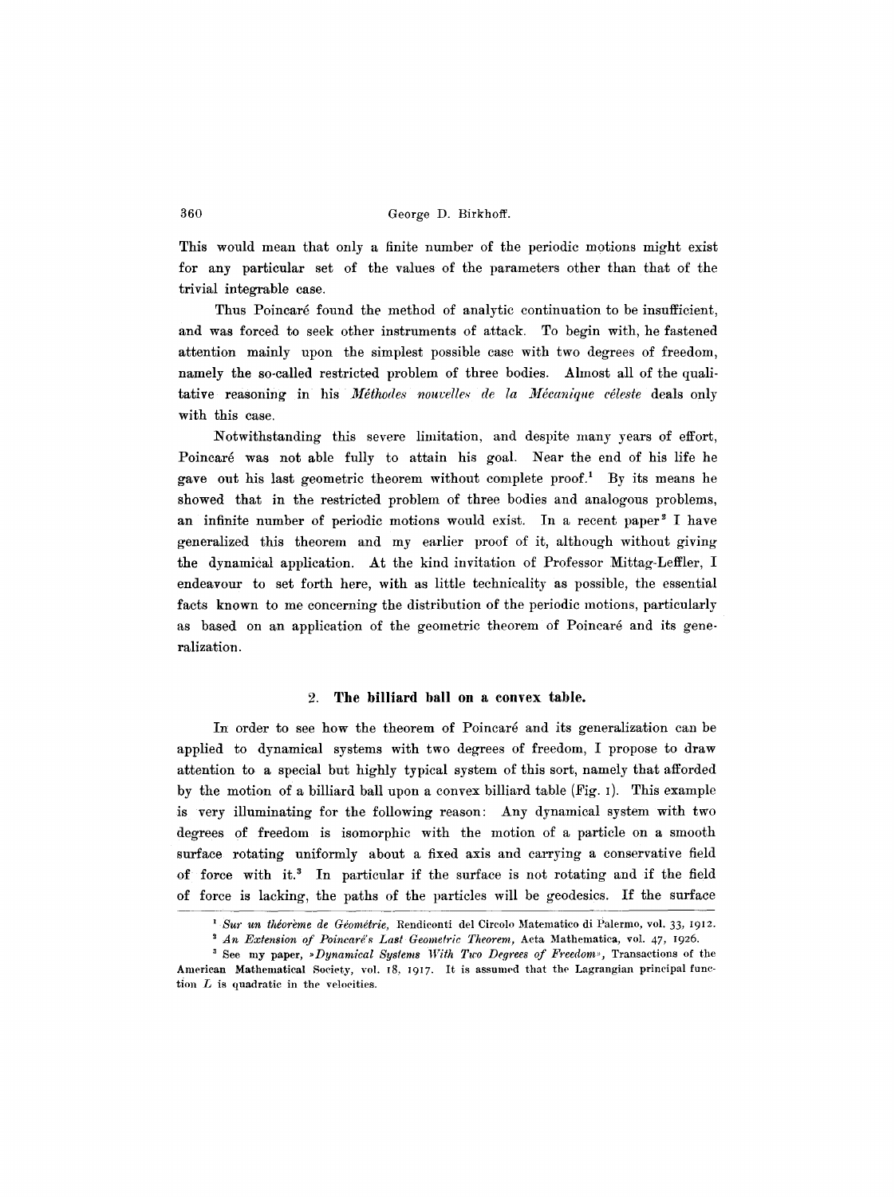This would mean that only a finite number of the periodic motions might exist for any particular set of the values of the parameters other than that of the trivial integrable case.

Thus Poincaré found the method of analytic continuation to be insufficient, and was forced to seek other instruments of attack. To begin with, he fastened attention mainly upon the simplest possible case with two degrees of freedom, namely the so-called restricted problem of three bodies. Almost all of the qualitative reasoning in his *Méthodes nouvelles de la Mécanique céleste* deals only with this case.

Notwithstanding this severe limitation, and despite many years of effort, Poincaré was not able fully to attain his goal. Near the end of his life he gave out his last geometric theorem without complete proof.[1] By its means he showed that in the restricted problem of three bodies and analogous problems, an infinite number of periodic motions would exist. In a recent paper[2] I have generalized this theorem and my earlier proof of it, although without giving the dynamical application. At the kind invitation of Professor Mittag-Leffler, I endeavour to set forth here, with as little technicality as possible, the essential facts known to me concerning the distribution of the periodic motions, particularly as based on an application of the geometric theorem of Poincaré and its generalization.

## 2. The billiard ball on a convex table.

In order to see how the theorem of Poincaré and its generalization can be applied to dynamical systems with two degrees of freedom, I propose to draw attention to a special but highly typical system of this sort, namely that afforded by the motion of a billiard ball upon a convex billiard table (Fig. 1). This example is very illuminating for the following reason: Any dynamical system with two degrees of freedom is isomorphic with the motion of a particle on a smooth surface rotating uniformly about a fixed axis and carrying a conservative field of force with it.[3] In particular if the surface is not rotating and if the field of force is lacking, the paths of the particles will be geodesics. If the surface

---

[1] *Sur un théorème de Géométrie*, Rendiconti del Circolo Matematico di Palermo, vol. 33, 1912.

[2] *An Extension of Poincaré's Last Geometric Theorem*, Acta Mathematica, vol. 47, 1926.

[3] See my paper, »*Dynamical Systems With Two Degrees of Freedom*», Transactions of the American Mathematical Society, vol. 18, 1917. It is assumed that the Lagrangian principal function $L$ is quadratic in the velocities.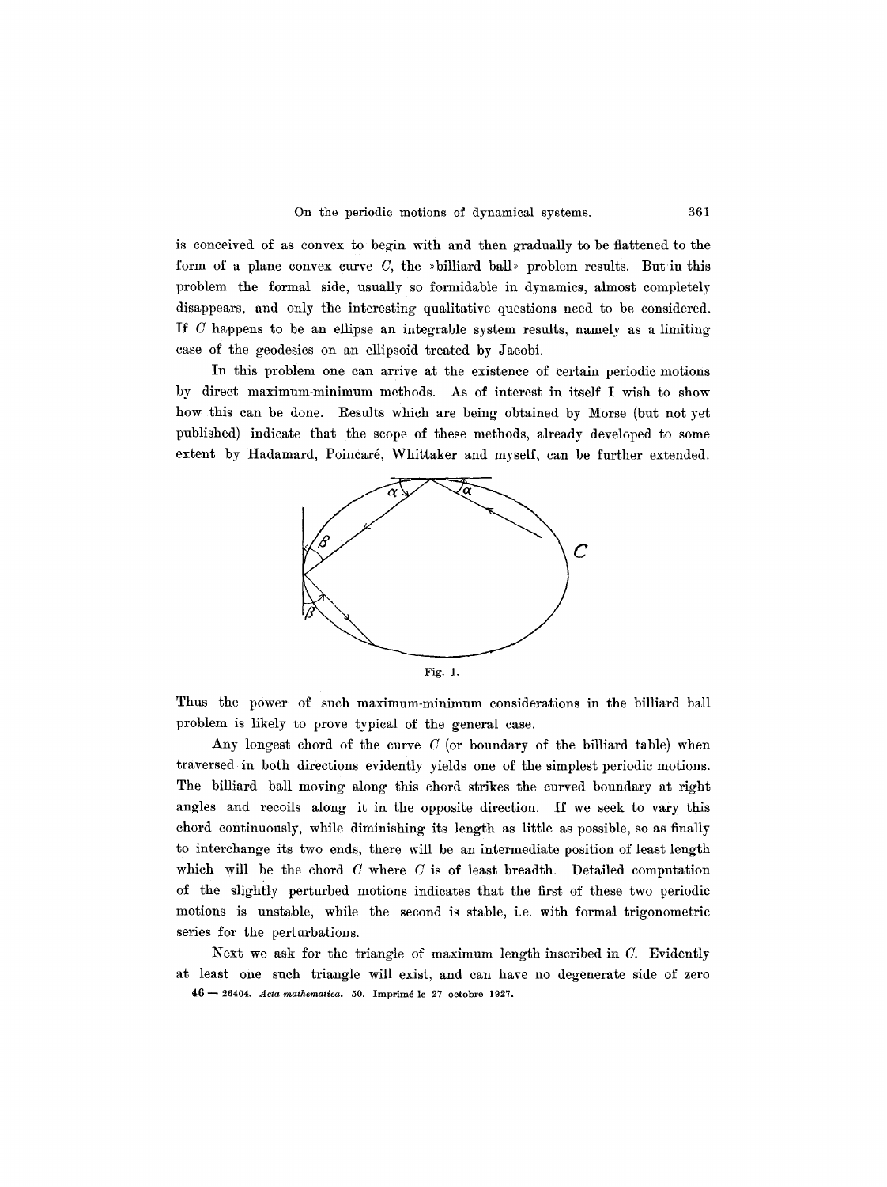is conceived of as convex to begin with and then gradually to be flattened to the form of a plane convex curve $C$, the »billiard ball» problem results. But in this problem the formal side, usually so formidable in dynamics, almost completely disappears, and only the interesting qualitative questions need to be considered. If $C$ happens to be an ellipse an integrable system results, namely as a limiting case of the geodesics on an ellipsoid treated by Jacobi.

In this problem one can arrive at the existence of certain periodic motions by direct maximum-minimum methods. As of interest in itself I wish to show how this can be done. Results which are being obtained by Morse (but not yet published) indicate that the scope of these methods, already developed to some extent by Hadamard, Poincaré, Whittaker and myself, can be further extended.

$\alpha$

$\alpha$

$\beta$

$\beta$

$C$

Fig. 1.

Thus the power of such maximum-minimum considerations in the billiard ball problem is likely to prove typical of the general case.

Any longest chord of the curve $C$ (or boundary of the billiard table) when traversed in both directions evidently yields one of the simplest periodic motions. The billiard ball moving along this chord strikes the curved boundary at right angles and recoils along it in the opposite direction. If we seek to vary this chord continuously, while diminishing its length as little as possible, so as finally to interchange its two ends, there will be an intermediate position of least length which will be the chord $C$ where $C$ is of least breadth. Detailed computation of the slightly perturbed motions indicates that the first of these two periodic motions is unstable, while the second is stable, i.e. with formal trigonometric series for the perturbations.

Next we ask for the triangle of maximum length inscribed in $C$. Evidently at least one such triangle will exist, and can have no degenerate side of zero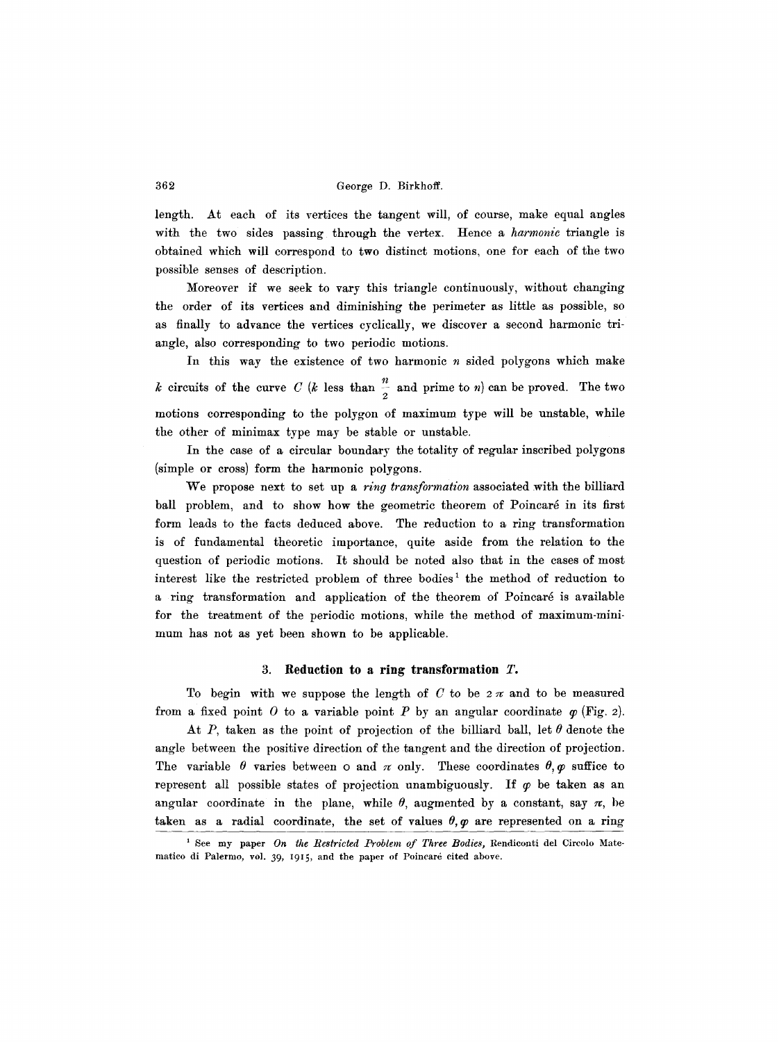length. At each of its vertices the tangent will, of course, make equal angles with the two sides passing through the vertex. Hence a *harmonic* triangle is obtained which will correspond to two distinct motions, one for each of the two possible senses of description.

Moreover if we seek to vary this triangle continuously, without changing the order of its vertices and diminishing the perimeter as little as possible, so as finally to advance the vertices cyclically, we discover a second harmonic triangle, also corresponding to two periodic motions.

In this way the existence of two harmonic $n$ sided polygons which make $k$ circuits of the curve $C$ ($k$ less than $\frac{n}{2}$ and prime to $n$) can be proved. The two motions corresponding to the polygon of maximum type will be unstable, while the other of minimax type may be stable or unstable.

In the case of a circular boundary the totality of regular inscribed polygons (simple or cross) form the harmonic polygons.

We propose next to set up a *ring transformation* associated with the billiard ball problem, and to show how the geometric theorem of Poincaré in its first form leads to the facts deduced above. The reduction to a ring transformation is of fundamental theoretic importance, quite aside from the relation to the question of periodic motions. It should be noted also that in the cases of most interest like the restricted problem of three bodies[1] the method of reduction to a ring transformation and application of the theorem of Poincaré is available for the treatment of the periodic motions, while the method of maximum-minimum has not as yet been shown to be applicable.

### 3. Reduction to a ring transformation $T$.

To begin with we suppose the length of $C$ to be $2\pi$ and to be measured from a fixed point $O$ to a variable point $P$ by an angular coordinate $\varphi$ (Fig. 2).

At $P$, taken as the point of projection of the billiard ball, let $\theta$ denote the angle between the positive direction of the tangent and the direction of projection. The variable $\theta$ varies between $0$ and $\pi$ only. These coordinates $\theta, \varphi$ suffice to represent all possible states of projection unambiguously. If $\varphi$ be taken as an angular coordinate in the plane, while $\theta$, augmented by a constant, say $\pi$, be taken as a radial coordinate, the set of values $\theta, \varphi$ are represented on a ring

[1] See my paper *On the Restricted Problem of Three Bodies*, Rendiconti del Circolo Matematico di Palermo, vol. 39, 1915, and the paper of Poincaré cited above.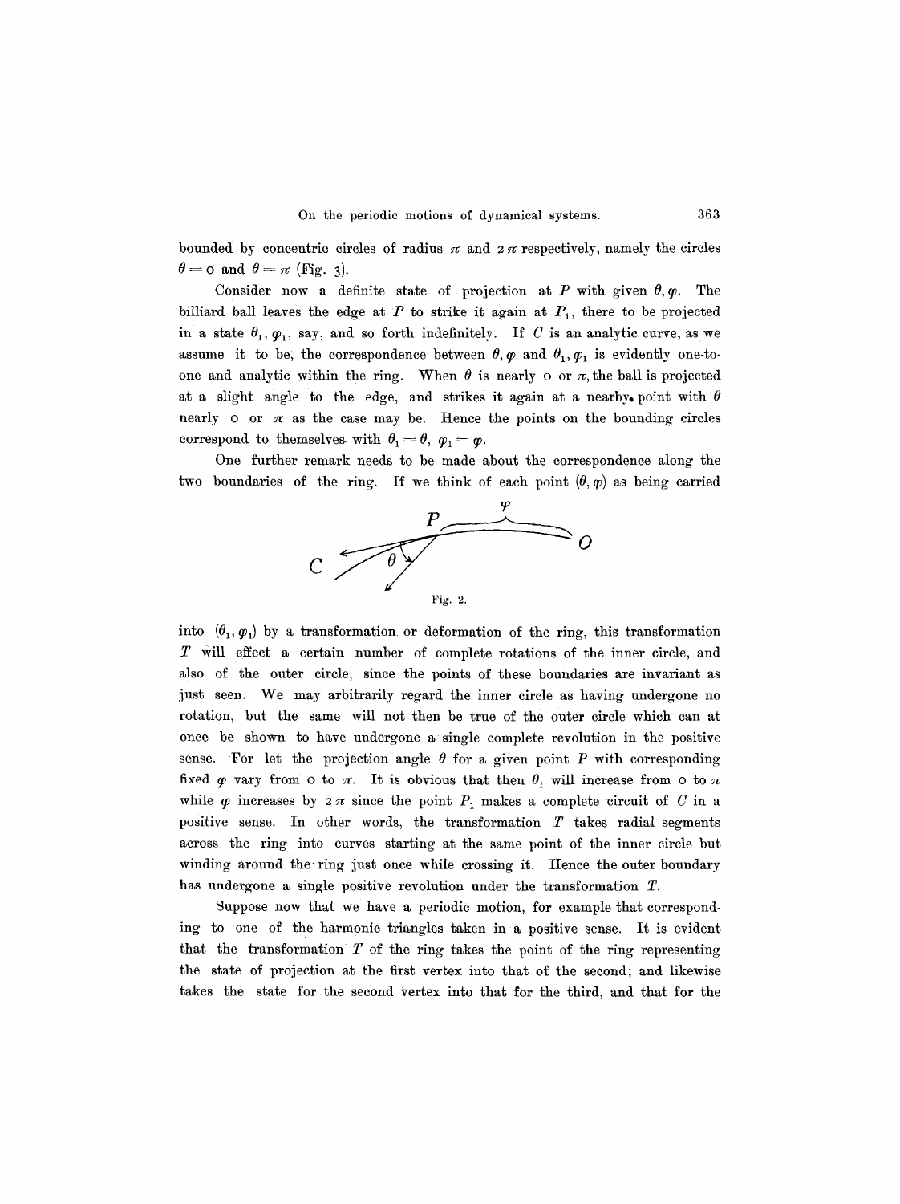bounded by concentric circles of radius $\pi$ and $2\pi$ respectively, namely the circles $\theta = 0$ and $\theta = \pi$ (Fig. 3).

Consider now a definite state of projection at $P$ with given $\theta, \varphi$. The billiard ball leaves the edge at $P$ to strike it again at $P_1$, there to be projected in a state $\theta_1, \varphi_1$, say, and so forth indefinitely. If $C$ is an analytic curve, as we assume it to be, the correspondence between $\theta, \varphi$ and $\theta_1, \varphi_1$ is evidently one-to-one and analytic within the ring. When $\theta$ is nearly $0$ or $\pi$, the ball is projected at a slight angle to the edge, and strikes it again at a nearby point with $\theta$ nearly $0$ or $\pi$ as the case may be. Hence the points on the bounding circles correspond to themselves with $\theta_1 = \theta$, $\varphi_1 = \varphi$.

One further remark needs to be made about the correspondence along the two boundaries of the ring. If we think of each point $(\theta, \varphi)$ as being carried

Fig. 2.

into $(\theta_1, \varphi_1)$ by a transformation or deformation of the ring, this transformation $T$ will effect a certain number of complete rotations of the inner circle, and also of the outer circle, since the points of these boundaries are invariant as just seen. We may arbitrarily regard the inner circle as having undergone no rotation, but the same will not then be true of the outer circle which can at once be shown to have undergone a single complete revolution in the positive sense. For let the projection angle $\theta$ for a given point $P$ with corresponding fixed $\varphi$ vary from $0$ to $\pi$. It is obvious that then $\theta_1$ will increase from $0$ to $\pi$ while $\varphi$ increases by $2\pi$ since the point $P_1$ makes a complete circuit of $C$ in a positive sense. In other words, the transformation $T$ takes radial segments across the ring into curves starting at the same point of the inner circle but winding around the ring just once while crossing it. Hence the outer boundary has undergone a single positive revolution under the transformation $T$.

Suppose now that we have a periodic motion, for example that corresponding to one of the harmonic triangles taken in a positive sense. It is evident that the transformation $T$ of the ring takes the point of the ring representing the state of projection at the first vertex into that of the second; and likewise takes the state for the second vertex into that for the third, and that for the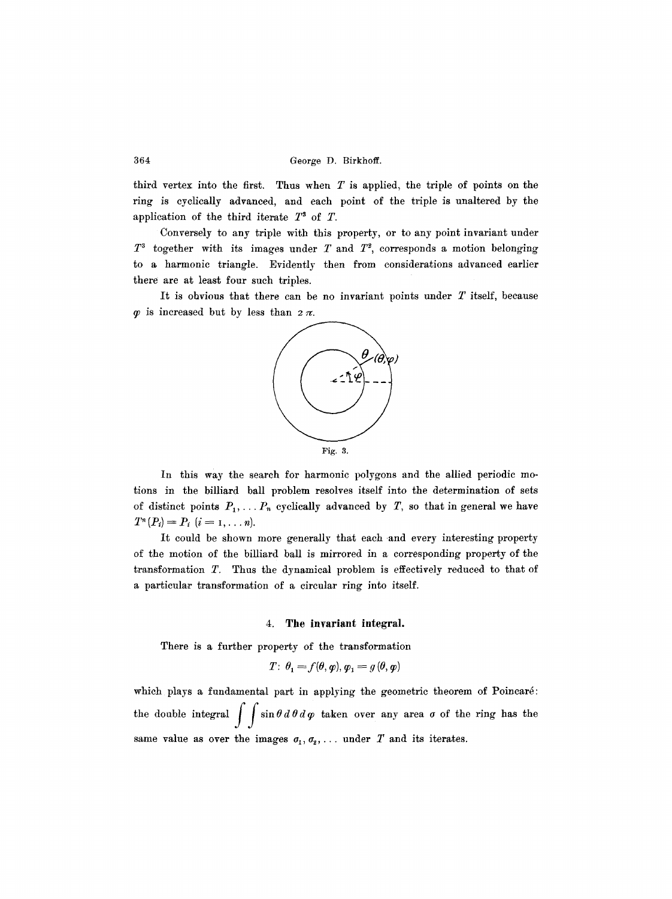third vertex into the first. Thus when $T$ is applied, the triple of points on the ring is cyclically advanced, and each point of the triple is unaltered by the application of the third iterate $T^3$ of $T$.

Conversely to any triple with this property, or to any point invariant under $T^3$ together with its images under $T$ and $T^2$, corresponds a motion belonging to a harmonic triangle. Evidently then from considerations advanced earlier there are at least four such triples.

It is obvious that there can be no invariant points under $T$ itself, because $\varphi$ is increased but by less than $2\pi$.

Fig. 3.

In this way the search for harmonic polygons and the allied periodic motions in the billiard ball problem resolves itself into the determination of sets of distinct points $P_1, \ldots P_n$ cyclically advanced by $T$, so that in general we have $T^n(P_i) = P_i$ $(i = 1, \ldots n)$.

It could be shown more generally that each and every interesting property of the motion of the billiard ball is mirrored in a corresponding property of the transformation $T$. Thus the dynamical problem is effectively reduced to that of a particular transformation of a circular ring into itself.

## 4. The invariant integral.

There is a further property of the transformation

$$T\colon\ \theta_1 = f(\theta, \varphi),\ \varphi_1 = g(\theta, \varphi)$$

which plays a fundamental part in applying the geometric theorem of Poincaré: the double integral $\int\int \sin\theta \, d\theta \, d\varphi$ taken over any area $\sigma$ of the ring has the same value as over the images $\sigma_1, \sigma_2, \ldots$ under $T$ and its iterates.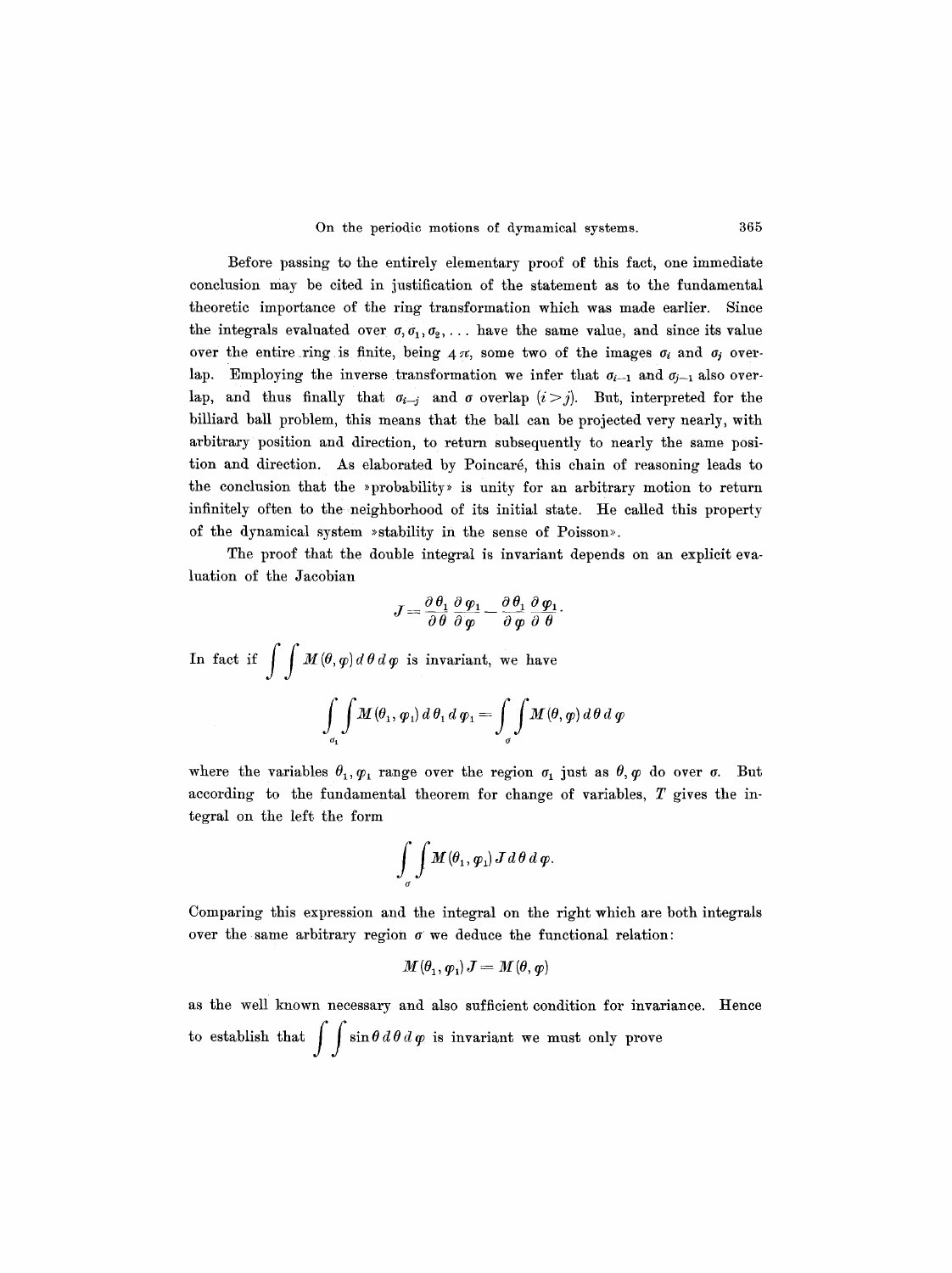Before passing to the entirely elementary proof of this fact, one immediate conclusion may be cited in justification of the statement as to the fundamental theoretic importance of the ring transformation which was made earlier. Since the integrals evaluated over $\sigma, \sigma_1, \sigma_2, \ldots$ have the same value, and since its value over the entire ring is finite, being $4\pi$, some two of the images $\sigma_i$ and $\sigma_j$ overlap. Employing the inverse transformation we infer that $\sigma_{i-1}$ and $\sigma_{j-1}$ also overlap, and thus finally that $\sigma_{i-j}$ and $\sigma$ overlap $(i > j)$. But, interpreted for the billiard ball problem, this means that the ball can be projected very nearly, with arbitrary position and direction, to return subsequently to nearly the same position and direction. As elaborated by Poincaré, this chain of reasoning leads to the conclusion that the »probability» is unity for an arbitrary motion to return infinitely often to the neighborhood of its initial state. He called this property of the dynamical system »stability in the sense of Poisson».

The proof that the double integral is invariant depends on an explicit evaluation of the Jacobian

$$J = \frac{\partial \theta_1}{\partial \theta} \frac{\partial \varphi_1}{\partial \varphi} - \frac{\partial \theta_1}{\partial \varphi} \frac{\partial \varphi_1}{\partial \theta}.$$

In fact if $\int\int M(\theta, \varphi)\, d\theta\, d\varphi$ is invariant, we have

$$\int_{\sigma_1}\int M(\theta_1, \varphi_1)\, d\theta_1\, d\varphi_1 = \int_{\sigma}\int M(\theta, \varphi)\, d\theta\, d\varphi$$

where the variables $\theta_1, \varphi_1$ range over the region $\sigma_1$ just as $\theta, \varphi$ do over $\sigma$. But according to the fundamental theorem for change of variables, $T$ gives the integral on the left the form

$$\int_{\sigma}\int M(\theta_1, \varphi_1)\, J\, d\theta\, d\varphi.$$

Comparing this expression and the integral on the right which are both integrals over the same arbitrary region $\sigma$ we deduce the functional relation:

$$M(\theta_1, \varphi_1)\, J = M(\theta, \varphi)$$

as the well known necessary and also sufficient condition for invariance. Hence to establish that $\int\int \sin\theta\, d\theta\, d\varphi$ is invariant we must only prove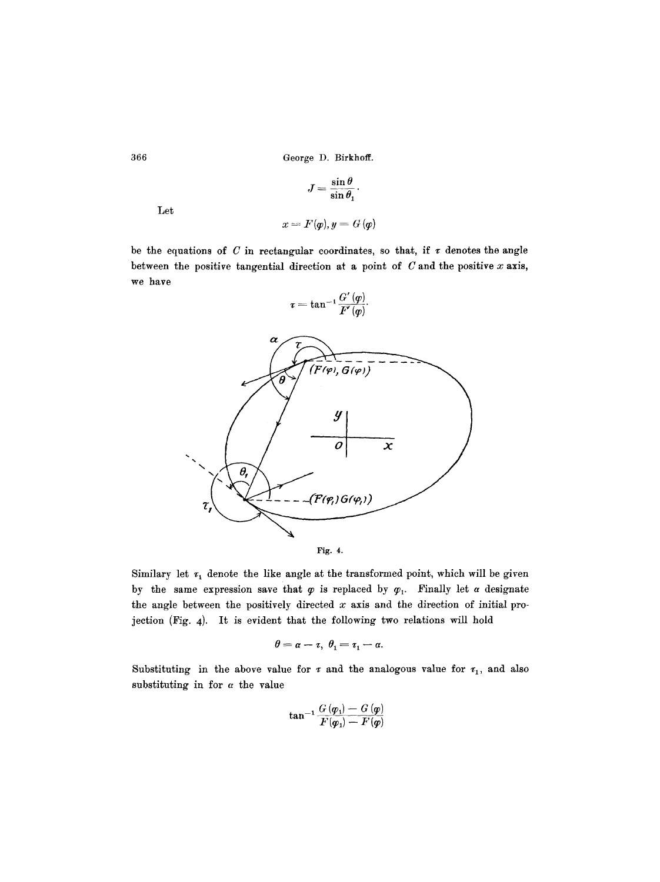$$J = \frac{\sin\theta}{\sin\theta_1}.$$

Let

$$x = F(\varphi), y = G(\varphi)$$

be the equations of $C$ in rectangular coordinates, so that, if $\tau$ denotes the angle between the positive tangential direction at a point of $C$ and the positive $x$ axis, we have

$$\tau = \tan^{-1}\frac{G'(\varphi)}{F'(\varphi)}.$$

Fig. 4.

Similary let $\tau_1$ denote the like angle at the transformed point, which will be given by the same expression save that $\varphi$ is replaced by $\varphi_1$. Finally let $\alpha$ designate the angle between the positively directed $x$ axis and the direction of initial projection (Fig. 4). It is evident that the following two relations will hold

$$\theta = \alpha - \tau, \; \theta_1 = \tau_1 - \alpha.$$

Substituting in the above value for $\tau$ and the analogous value for $\tau_1$, and also substituting in for $\alpha$ the value

$$\tan^{-1}\frac{G(\varphi_1) - G(\varphi)}{F(\varphi_1) - F(\varphi)}$$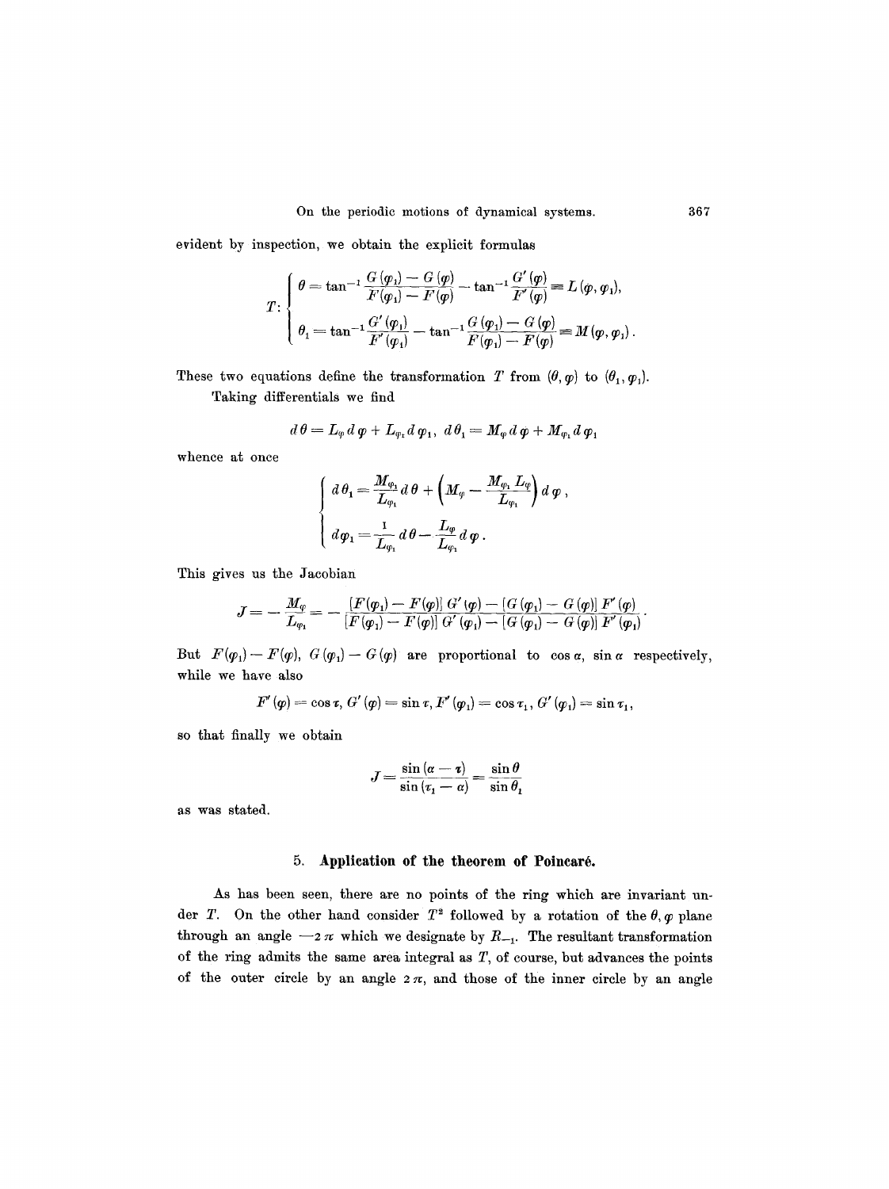evident by inspection, we obtain the explicit formulas

$$T: \begin{cases} \theta = \tan^{-1} \dfrac{G(\varphi_1) - G(\varphi)}{F(\varphi_1) - F(\varphi)} - \tan^{-1} \dfrac{G'(\varphi)}{F'(\varphi)} \equiv L(\varphi, \varphi_1), \\ \theta_1 = \tan^{-1} \dfrac{G'(\varphi_1)}{F'(\varphi_1)} - \tan^{-1} \dfrac{G(\varphi_1) - G(\varphi)}{F(\varphi_1) - F(\varphi)} \equiv M(\varphi, \varphi_1). \end{cases}$$

These two equations define the transformation $T$ from $(\theta, \varphi)$ to $(\theta_1, \varphi_1)$.

Taking differentials we find

$$d\theta = L_\varphi \, d\varphi + L_{\varphi_1} d\varphi_1, \quad d\theta_1 = M_\varphi \, d\varphi + M_{\varphi_1} d\varphi_1$$

whence at once

$$\begin{cases} d\theta_1 = \dfrac{M_{\varphi_1}}{L_{\varphi_1}} d\theta + \left( M_\varphi - \dfrac{M_{\varphi_1} L_\varphi}{L_{\varphi_1}} \right) d\varphi, \\ d\varphi_1 = \dfrac{1}{L_{\varphi_1}} d\theta - \dfrac{L_\varphi}{L_{\varphi_1}} d\varphi. \end{cases}$$

This gives us the Jacobian

$$J = -\frac{M_\varphi}{L_{\varphi_1}} = -\frac{[F(\varphi_1) - F(\varphi)]\, G'(\varphi) - [G(\varphi_1) - G(\varphi)]\, F'(\varphi)}{[F(\varphi_1) - F(\varphi)]\, G'(\varphi_1) - [G(\varphi_1) - G(\varphi)]\, F'(\varphi_1)}.$$

But $F(\varphi_1) - F(\varphi)$, $G(\varphi_1) - G(\varphi)$ are proportional to $\cos\alpha$, $\sin\alpha$ respectively, while we have also

$$F'(\varphi) = \cos\tau, \; G'(\varphi) = \sin\tau, \; F'(\varphi_1) = \cos\tau_1, \; G'(\varphi_1) = \sin\tau_1,$$

so that finally we obtain

$$J = \frac{\sin(\alpha - \tau)}{\sin(\tau_1 - \alpha)} = \frac{\sin\theta}{\sin\theta_1}$$

as was stated.

## 5. Application of the theorem of Poincaré.

As has been seen, there are no points of the ring which are invariant under $T$. On the other hand consider $T^2$ followed by a rotation of the $\theta, \varphi$ plane through an angle $-2\pi$ which we designate by $R_{-1}$. The resultant transformation of the ring admits the same area integral as $T$, of course, but advances the points of the outer circle by an angle $2\pi$, and those of the inner circle by an angle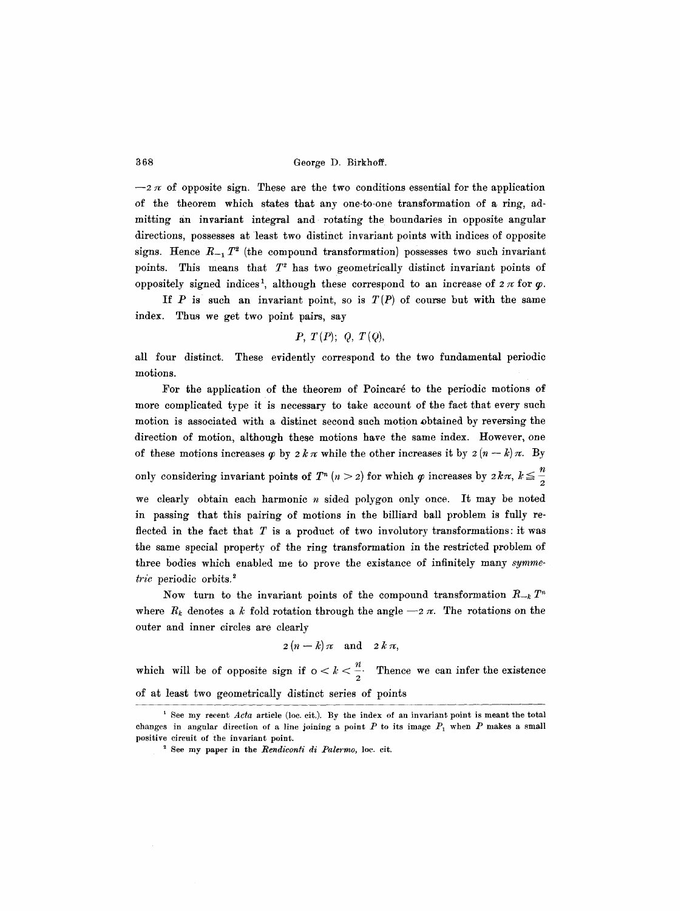$-2\pi$ of opposite sign. These are the two conditions essential for the application of the theorem which states that any one-to-one transformation of a ring, admitting an invariant integral and rotating the boundaries in opposite angular directions, possesses at least two distinct invariant points with indices of opposite signs. Hence $R_{-1}T^2$ (the compound transformation) possesses two such invariant points. This means that $T^2$ has two geometrically distinct invariant points of oppositely signed indices[1], although these correspond to an increase of $2\pi$ for $\varphi$.

If $P$ is such an invariant point, so is $T(P)$ of course but with the same index. Thus we get two point pairs, say

$$P,\ T(P);\ Q,\ T(Q),$$

all four distinct. These evidently correspond to the two fundamental periodic motions.

For the application of the theorem of Poincaré to the periodic motions of more complicated type it is necessary to take account of the fact that every such motion is associated with a distinct second such motion obtained by reversing the direction of motion, although these motions have the same index. However, one of these motions increases $\varphi$ by $2k\pi$ while the other increases it by $2(n-k)\pi$. By only considering invariant points of $T^n$ $(n > 2)$ for which $\varphi$ increases by $2k\pi$, $k \leqq \frac{n}{2}$ we clearly obtain each harmonic $n$ sided polygon only once. It may be noted in passing that this pairing of motions in the billiard ball problem is fully reflected in the fact that $T$ is a product of two involutory transformations: it was the same special property of the ring transformation in the restricted problem of three bodies which enabled me to prove the existance of infinitely many *symmetric* periodic orbits.[2]

Now turn to the invariant points of the compound transformation $R_{-k}T^n$ where $R_k$ denotes a $k$ fold rotation through the angle $-2\pi$. The rotations on the outer and inner circles are clearly

$$2(n-k)\pi \quad \text{and} \quad 2k\pi,$$

which will be of opposite sign if $0 < k < \frac{n}{2}$. Thence we can infer the existence of at least two geometrically distinct series of points

---

[1] See my recent *Acta* article (loc. cit.). By the index of an invariant point is meant the total changes in angular direction of a line joining a point $P$ to its image $P_1$ when $P$ makes a small positive circuit of the invariant point.

[2] See my paper in the *Rendiconti di Palermo*, loc. cit.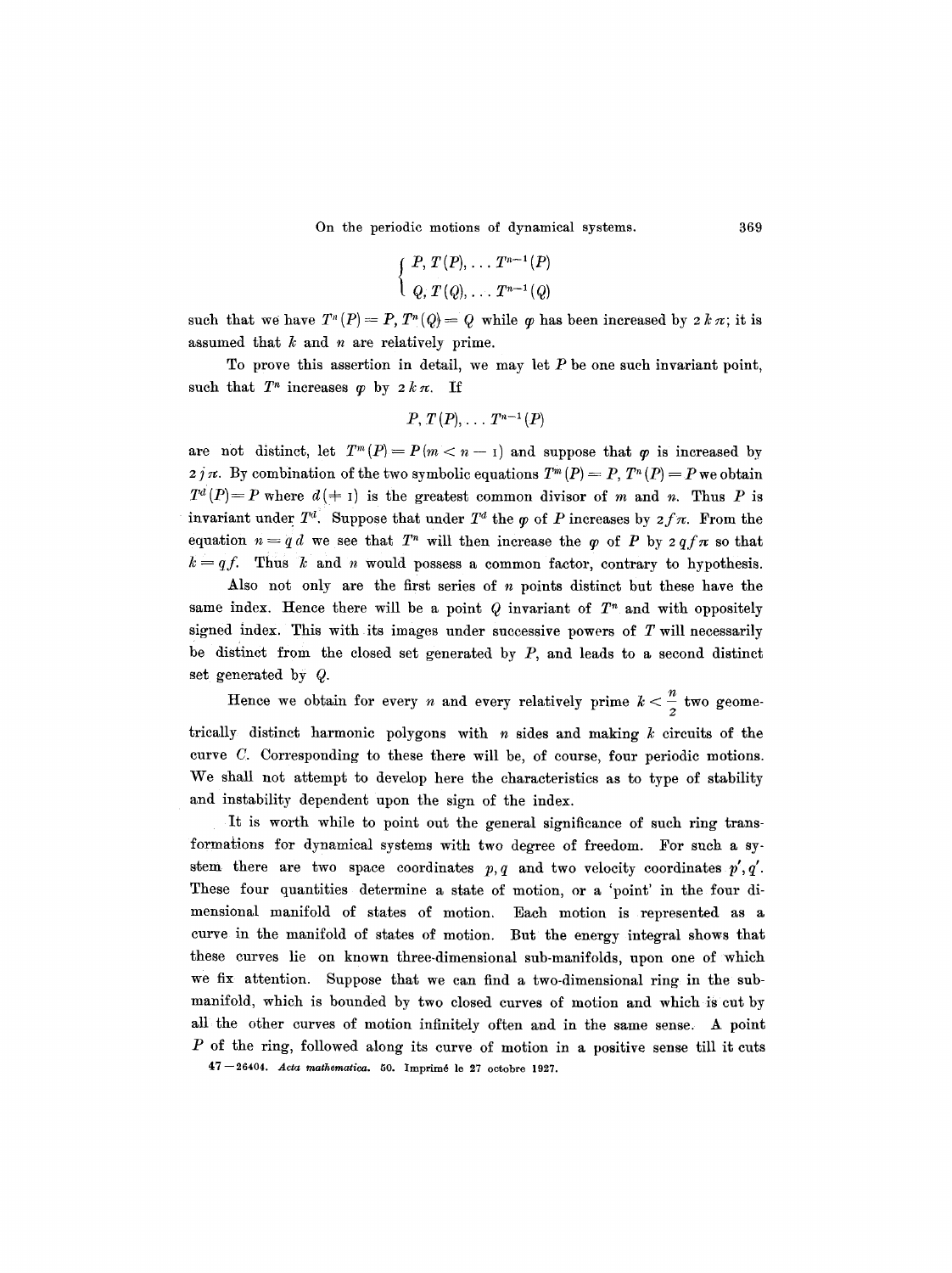$$\begin{cases} P, T(P), \ldots T^{n-1}(P) \\ Q, T(Q), \ldots T^{n-1}(Q) \end{cases}$$

such that we have $T^n(P) = P$, $T^n(Q) = Q$ while $\varphi$ has been increased by $2k\pi$; it is assumed that $k$ and $n$ are relatively prime.

To prove this assertion in detail, we may let $P$ be one such invariant point, such that $T^n$ increases $\varphi$ by $2k\pi$. If

$$P, T(P), \ldots T^{n-1}(P)$$

are not distinct, let $T^m(P) = P (m < n - 1)$ and suppose that $\varphi$ is increased by $2j\pi$. By combination of the two symbolic equations $T^m(P) = P$, $T^n(P) = P$ we obtain $T^d(P) = P$ where $d (\neq 1)$ is the greatest common divisor of $m$ and $n$. Thus $P$ is invariant under $T^d$. Suppose that under $T^d$ the $\varphi$ of $P$ increases by $2f\pi$. From the equation $n = qd$ we see that $T^n$ will then increase the $\varphi$ of $P$ by $2qf\pi$ so that $k = qf$. Thus $k$ and $n$ would possess a common factor, contrary to hypothesis.

Also not only are the first series of $n$ points distinct but these have the same index. Hence there will be a point $Q$ invariant of $T^n$ and with oppositely signed index. This with its images under successive powers of $T$ will necessarily be distinct from the closed set generated by $P$, and leads to a second distinct set generated by $Q$.

Hence we obtain for every $n$ and every relatively prime $k < \frac{n}{2}$ two geometrically distinct harmonic polygons with $n$ sides and making $k$ circuits of the curve $C$. Corresponding to these there will be, of course, four periodic motions. We shall not attempt to develop here the characteristics as to type of stability and instability dependent upon the sign of the index.

It is worth while to point out the general significance of such ring transformations for dynamical systems with two degree of freedom. For such a system there are two space coordinates $p, q$ and two velocity coordinates $p', q'$. These four quantities determine a state of motion, or a 'point' in the four dimensional manifold of states of motion. Each motion is represented as a curve in the manifold of states of motion. But the energy integral shows that these curves lie on known three-dimensional sub-manifolds, upon one of which we fix attention. Suppose that we can find a two-dimensional ring in the submanifold, which is bounded by two closed curves of motion and which is cut by all the other curves of motion infinitely often and in the same sense. A point $P$ of the ring, followed along its curve of motion in a positive sense till it cuts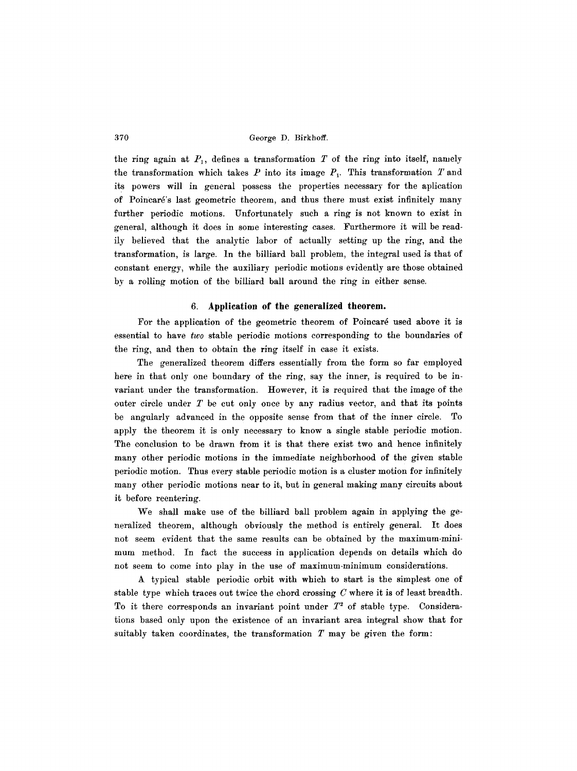the ring again at $P_1$, defines a transformation $T$ of the ring into itself, namely the transformation which takes $P$ into its image $P_1$. This transformation $T$ and its powers will in general possess the properties necessary for the aplication of Poincaré's last geometric theorem, and thus there must exist infinitely many further periodic motions. Unfortunately such a ring is not known to exist in general, although it does in some interesting cases. Furthermore it will be readily believed that the analytic labor of actually setting up the ring, and the transformation, is large. In the billiard ball problem, the integral used is that of constant energy, while the auxiliary periodic motions evidently are those obtained by a rolling motion of the billiard ball around the ring in either sense.

### 6. Application of the generalized theorem.

For the application of the geometric theorem of Poincaré used above it is essential to have *two* stable periodic motions corresponding to the boundaries of the ring, and then to obtain the ring itself in case it exists.

The generalized theorem differs essentially from the form so far employed here in that only one boundary of the ring, say the inner, is required to be invariant under the transformation. However, it is required that the image of the outer circle under $T$ be cut only once by any radius vector, and that its points be angularly advanced in the opposite sense from that of the inner circle. To apply the theorem it is only necessary to know a single stable periodic motion. The conclusion to be drawn from it is that there exist two and hence infinitely many other periodic motions in the immediate neighborhood of the given stable periodic motion. Thus every stable periodic motion is a cluster motion for infinitely many other periodic motions near to it, but in general making many circuits about it before reentering.

We shall make use of the billiard ball problem again in applying the generalized theorem, although obviously the method is entirely general. It does not seem evident that the same results can be obtained by the maximum-minimum method. In fact the success in application depends on details which do not seem to come into play in the use of maximum-minimum considerations.

A typical stable periodic orbit with which to start is the simplest one of stable type which traces out twice the chord crossing $C$ where it is of least breadth. To it there corresponds an invariant point under $T^2$ of stable type. Considerations based only upon the existence of an invariant area integral show that for suitably taken coordinates, the transformation $T$ may be given the form: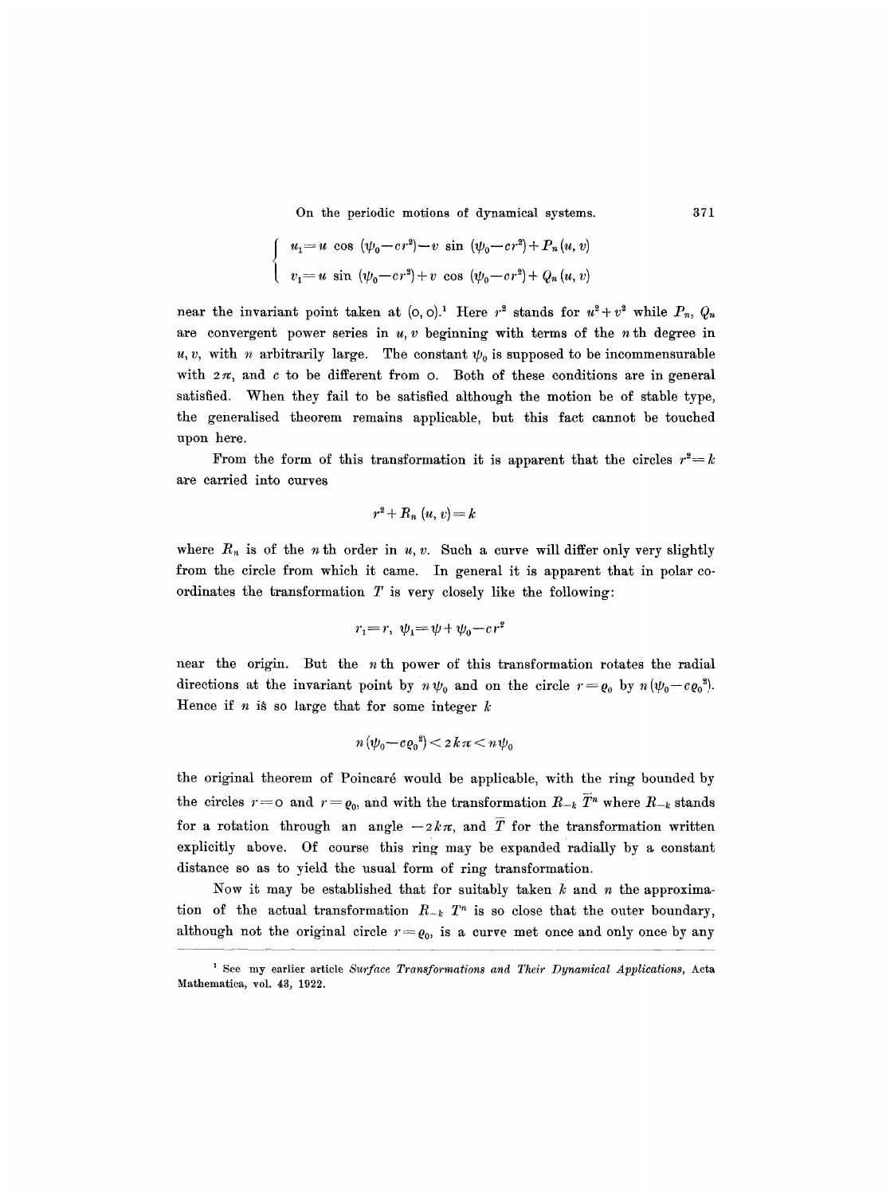$$\begin{cases} u_1 = u \cos(\psi_0 - cr^2) - v \sin(\psi_0 - cr^2) + P_n(u, v) \\ v_1 = u \sin(\psi_0 - cr^2) + v \cos(\psi_0 - cr^2) + Q_n(u, v) \end{cases}$$

near the invariant point taken at (0, 0).[1] Here $r^2$ stands for $u^2 + v^2$ while $P_n$, $Q_n$ are convergent power series in $u, v$ beginning with terms of the $n$th degree in $u, v$, with $n$ arbitrarily large. The constant $\psi_0$ is supposed to be incommensurable with $2\pi$, and $c$ to be different from 0. Both of these conditions are in general satisfied. When they fail to be satisfied although the motion be of stable type, the generalised theorem remains applicable, but this fact cannot be touched upon here.

From the form of this transformation it is apparent that the circles $r^2 = k$ are carried into curves

$$r^2 + R_n(u, v) = k$$

where $R_n$ is of the $n$th order in $u, v$. Such a curve will differ only very slightly from the circle from which it came. In general it is apparent that in polar coordinates the transformation $T$ is very closely like the following:

$$r_1 = r, \ \psi_1 = \psi + \psi_0 - cr^2$$

near the origin. But the $n$th power of this transformation rotates the radial directions at the invariant point by $n\psi_0$ and on the circle $r = \varrho_0$ by $n(\psi_0 - c\varrho_0^2)$. Hence if $n$ is so large that for some integer $k$

$$n(\psi_0 - c\varrho_0^2) < 2k\pi < n\psi_0$$

the original theorem of Poincaré would be applicable, with the ring bounded by the circles $r = 0$ and $r = \varrho_0$, and with the transformation $R_{-k}\bar{T}^n$ where $R_{-k}$ stands for a rotation through an angle $-2k\pi$, and $\bar{T}$ for the transformation written explicitly above. Of course this ring may be expanded radially by a constant distance so as to yield the usual form of ring transformation.

Now it may be established that for suitably taken $k$ and $n$ the approximation of the actual transformation $R_{-k}T^n$ is so close that the outer boundary, although not the original circle $r = \varrho_0$, is a curve met once and only once by any

[1] See my earlier article *Surface Transformations and Their Dynamical Applications*, Acta Mathematica, vol. 43, 1922.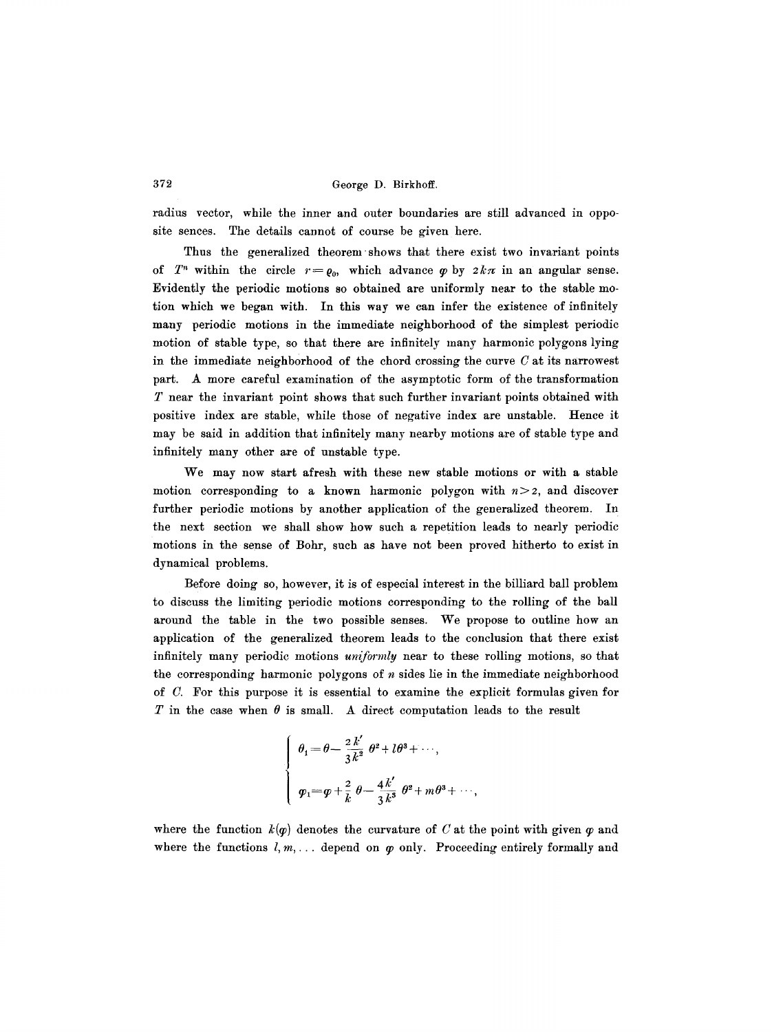radius vector, while the inner and outer boundaries are still advanced in opposite sences. The details cannot of course be given here.

Thus the generalized theorem shows that there exist two invariant points of $T^n$ within the circle $r = \varrho_0$, which advance $\varphi$ by $2k\pi$ in an angular sense. Evidently the periodic motions so obtained are uniformly near to the stable motion which we began with. In this way we can infer the existence of infinitely many periodic motions in the immediate neighborhood of the simplest periodic motion of stable type, so that there are infinitely many harmonic polygons lying in the immediate neighborhood of the chord crossing the curve $C$ at its narrowest part. A more careful examination of the asymptotic form of the transformation $T$ near the invariant point shows that such further invariant points obtained with positive index are stable, while those of negative index are unstable. Hence it may be said in addition that infinitely many nearby motions are of stable type and infinitely many other are of unstable type.

We may now start afresh with these new stable motions or with a stable motion corresponding to a known harmonic polygon with $n > 2$, and discover further periodic motions by another application of the generalized theorem. In the next section we shall show how such a repetition leads to nearly periodic motions in the sense of Bohr, such as have not been proved hitherto to exist in dynamical problems.

Before doing so, however, it is of especial interest in the billiard ball problem to discuss the limiting periodic motions corresponding to the rolling of the ball around the table in the two possible senses. We propose to outline how an application of the generalized theorem leads to the conclusion that there exist infinitely many periodic motions *uniformly* near to these rolling motions, so that the corresponding harmonic polygons of $n$ sides lie in the immediate neighborhood of $C$. For this purpose it is essential to examine the explicit formulas given for $T$ in the case when $\theta$ is small. A direct computation leads to the result

$$\left\{ \begin{aligned} \theta_1 &= \theta - \frac{2k'}{3k^2}\,\theta^2 + l\theta^3 + \cdots, \\ \varphi_1 &= \varphi + \frac{2}{k}\,\theta - \frac{4k'}{3k^3}\,\theta^2 + m\theta^3 + \cdots, \end{aligned} \right.$$

where the function $k(\varphi)$ denotes the curvature of $C$ at the point with given $\varphi$ and where the functions $l, m, \ldots$ depend on $\varphi$ only. Proceeding entirely formally and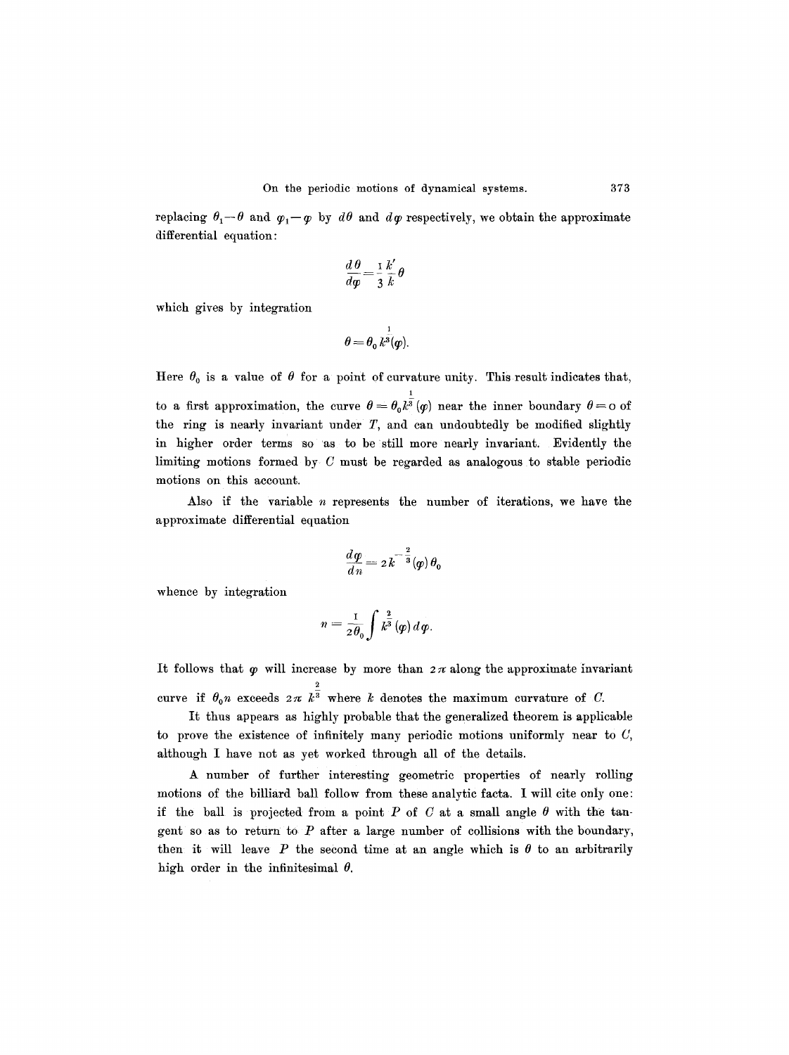replacing $\theta_1 - \theta$ and $\varphi_1 - \varphi$ by $d\theta$ and $d\varphi$ respectively, we obtain the approximate differential equation:

$$\frac{d\theta}{d\varphi} = \frac{1}{3}\frac{k'}{k}\theta$$

which gives by integration

$$\theta = \theta_0 k^{\frac{1}{3}}(\varphi).$$

Here $\theta_0$ is a value of $\theta$ for a point of curvature unity. This result indicates that, to a first approximation, the curve $\theta = \theta_0 k^{\frac{1}{3}}(\varphi)$ near the inner boundary $\theta = 0$ of the ring is nearly invariant under $T$, and can undoubtedly be modified slightly in higher order terms so as to be still more nearly invariant. Evidently the limiting motions formed by $C$ must be regarded as analogous to stable periodic motions on this account.

Also if the variable $n$ represents the number of iterations, we have the approximate differential equation

$$\frac{d\varphi}{dn} = 2k^{-\frac{2}{3}}(\varphi)\,\theta_0$$

whence by integration

$$n = \frac{1}{2\theta_0}\int k^{\frac{2}{3}}(\varphi)\,d\varphi.$$

It follows that $\varphi$ will increase by more than $2\pi$ along the approximate invariant curve if $\theta_0 n$ exceeds $2\pi\, k^{\frac{2}{3}}$ where $k$ denotes the maximum curvature of $C$.

It thus appears as highly probable that the generalized theorem is applicable to prove the existence of infinitely many periodic motions uniformly near to $C$, although I have not as yet worked through all of the details.

A number of further interesting geometric properties of nearly rolling motions of the billiard ball follow from these analytic facta. I will cite only one: if the ball is projected from a point $P$ of $C$ at a small angle $\theta$ with the tangent so as to return to $P$ after a large number of collisions with the boundary, then it will leave $P$ the second time at an angle which is $\theta$ to an arbitrarily high order in the infinitesimal $\theta$.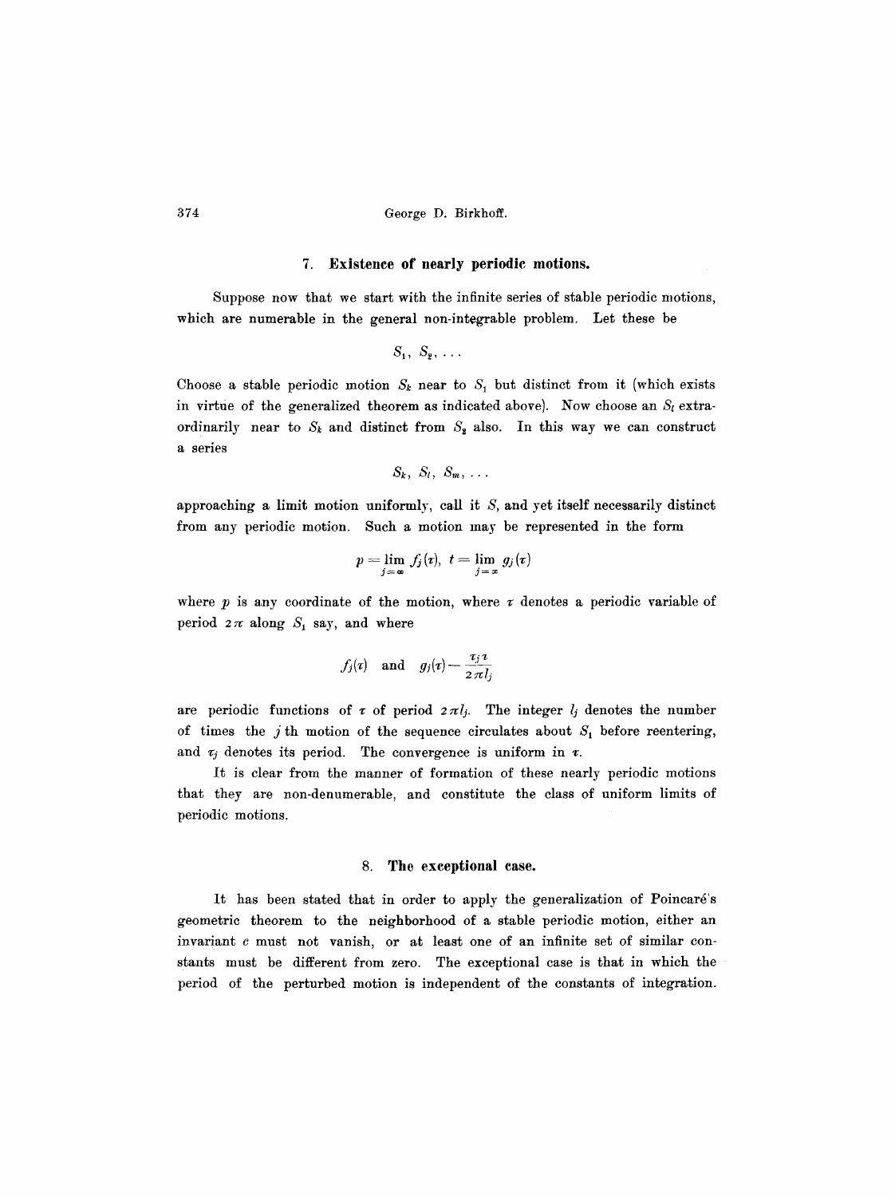## 7. Existence of nearly periodic motions.

Suppose now that we start with the infinite series of stable periodic motions, which are numerable in the general non-integrable problem. Let these be

$$S_1,\ S_2,\ \ldots$$

Choose a stable periodic motion $S_k$ near to $S_1$ but distinct from it (which exists in virtue of the generalized theorem as indicated above). Now choose an $S_l$ extraordinarily near to $S_k$ and distinct from $S_2$ also. In this way we can construct a series

$$S_k,\ S_l,\ S_m,\ \ldots$$

approaching a limit motion uniformly, call it $S$, and yet itself necessarily distinct from any periodic motion. Such a motion may be represented in the form

$$p = \lim_{j=\infty} f_j(\tau),\ \ t = \lim_{j=\infty} g_j(\tau)$$

where $p$ is any coordinate of the motion, where $\tau$ denotes a periodic variable of period $2\pi$ along $S_1$ say, and where

$$f_j(\tau) \quad \text{and} \quad g_j(\tau) - \frac{\tau_j \tau}{2\pi l_j}$$

are periodic functions of $\tau$ of period $2\pi l_j$. The integer $l_j$ denotes the number of times the $j$ th motion of the sequence circulates about $S_1$ before reentering, and $\tau_j$ denotes its period. The convergence is uniform in $\tau$.

It is clear from the manner of formation of these nearly periodic motions that they are non-denumerable, and constitute the class of uniform limits of periodic motions.

## 8. The exceptional case.

It has been stated that in order to apply the generalization of Poincaré's geometric theorem to the neighborhood of a stable periodic motion, either an invariant $c$ must not vanish, or at least one of an infinite set of similar constants must be different from zero. The exceptional case is that in which the period of the perturbed motion is independent of the constants of integration.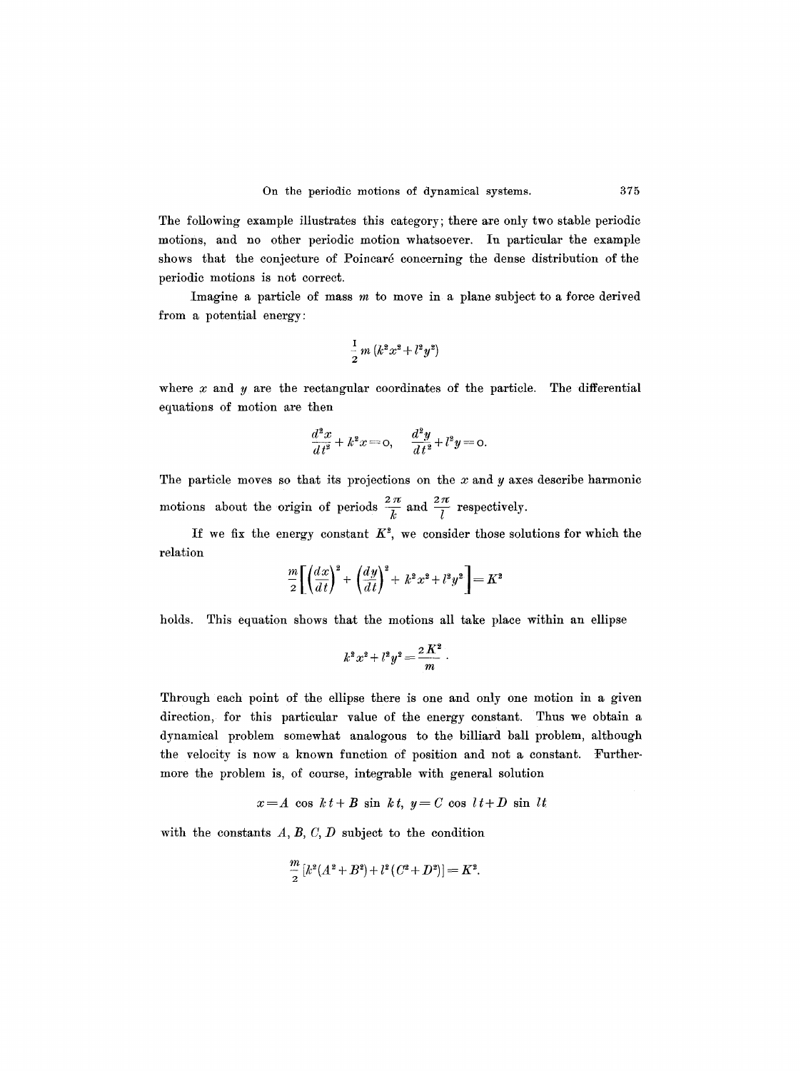The following example illustrates this category; there are only two stable periodic motions, and no other periodic motion whatsoever. In particular the example shows that the conjecture of Poincaré concerning the dense distribution of the periodic motions is not correct.

Imagine a particle of mass $m$ to move in a plane subject to a force derived from a potential energy:

$$\frac{1}{2} m (k^2 x^2 + l^2 y^2)$$

where $x$ and $y$ are the rectangular coordinates of the particle. The differential equations of motion are then

$$\frac{d^2 x}{dt^2} + k^2 x = 0, \quad \frac{d^2 y}{dt^2} + l^2 y = 0.$$

The particle moves so that its projections on the $x$ and $y$ axes describe harmonic motions about the origin of periods $\frac{2\pi}{k}$ and $\frac{2\pi}{l}$ respectively.

If we fix the energy constant $K^2$, we consider those solutions for which the relation

$$\frac{m}{2}\left[\left(\frac{dx}{dt}\right)^2 + \left(\frac{dy}{dt}\right)^2 + k^2 x^2 + l^2 y^2\right] = K^2$$

holds. This equation shows that the motions all take place within an ellipse

$$k^2 x^2 + l^2 y^2 = \frac{2K^2}{m}.$$

Through each point of the ellipse there is one and only one motion in a given direction, for this particular value of the energy constant. Thus we obtain a dynamical problem somewhat analogous to the billiard ball problem, although the velocity is now a known function of position and not a constant. Furthermore the problem is, of course, integrable with general solution

$$x = A \cos kt + B \sin kt, \quad y = C \cos lt + D \sin lt$$

with the constants $A, B, C, D$ subject to the condition

$$\frac{m}{2}\left[k^2(A^2 + B^2) + l^2(C^2 + D^2)\right] = K^2.$$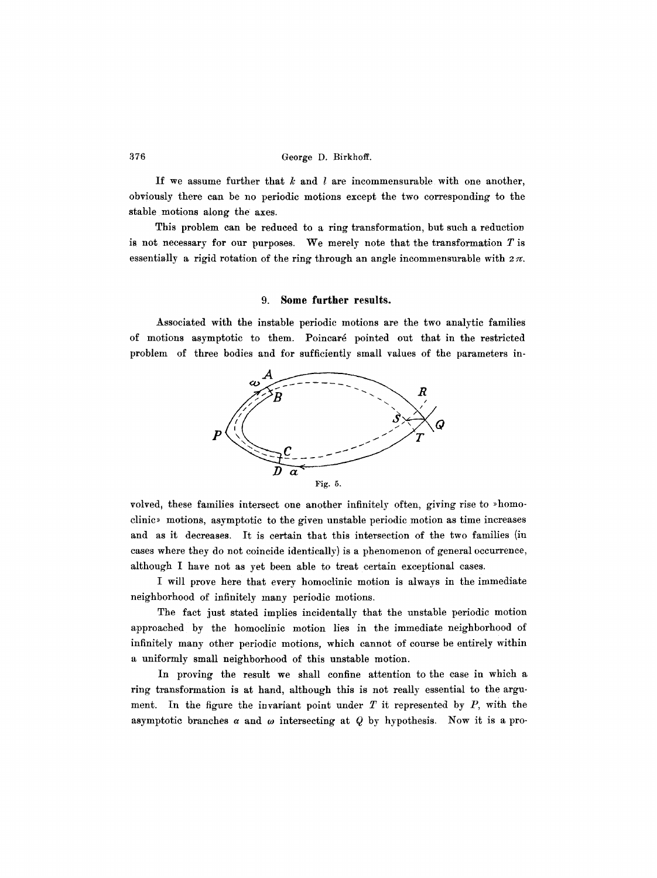If we assume further that $k$ and $l$ are incommensurable with one another, obviously there can be no periodic motions except the two corresponding to the stable motions along the axes.

This problem can be reduced to a ring transformation, but such a reduction is not necessary for our purposes. We merely note that the transformation $T$ is essentially a rigid rotation of the ring through an angle incommensurable with $2\pi$.

## 9. Some further results.

Associated with the instable periodic motions are the two analytic families of motions asymptotic to them. Poincaré pointed out that in the restricted problem of three bodies and for sufficiently small values of the parameters involved, these families intersect one another infinitely often, giving rise to »homoclinic» motions, asymptotic to the given unstable periodic motion as time increases and as it decreases. It is certain that this intersection of the two families (in cases where they do not coincide identically) is a phenomenon of general occurrence, although I have not as yet been able to treat certain exceptional cases.

Fig. 5.

I will prove here that every homoclinic motion is always in the immediate neighborhood of infinitely many periodic motions.

The fact just stated implies incidentally that the unstable periodic motion approached by the homoclinic motion lies in the immediate neighborhood of infinitely many other periodic motions, which cannot of course be entirely within a uniformly small neighborhood of this unstable motion.

In proving the result we shall confine attention to the case in which a ring transformation is at hand, although this is not really essential to the argument. In the figure the invariant point under $T$ it represented by $P$, with the asymptotic branches $\alpha$ and $\omega$ intersecting at $Q$ by hypothesis. Now it is a pro-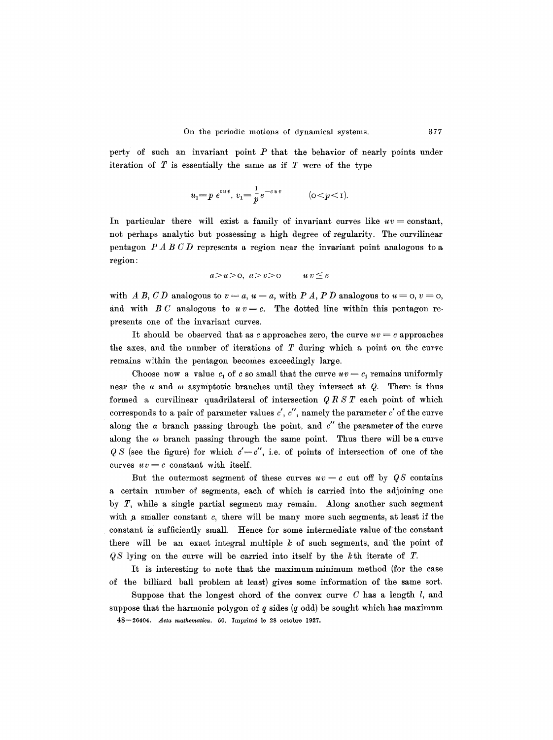perty of such an invariant point $P$ that the behavior of nearly points under iteration of $T$ is essentially the same as if $T$ were of the type

$$u_1 = p\, e^{cuv},\; v_1 = \frac{1}{p} e^{-cuv} \qquad (0 < p < 1).$$

In particular there will exist a family of invariant curves like $uv =$ constant, not perhaps analytic but possessing a high degree of regularity. The curvilinear pentagon $PABCD$ represents a region near the invariant point analogous to a region:

$$a > u > 0,\; a > v > 0 \qquad uv \leqq c$$

with $AB$, $CD$ analogous to $v = a$, $u = a$, with $PA$, $PD$ analogous to $u = 0$, $v = 0$, and with $BC$ analogous to $uv = c$. The dotted line within this pentagon represents one of the invariant curves.

It should be observed that as $c$ approaches zero, the curve $uv = c$ approaches the axes, and the number of iterations of $T$ during which a point on the curve remains within the pentagon becomes exceedingly large.

Choose now a value $c_1$ of $c$ so small that the curve $uv = c_1$ remains uniformly near the $\alpha$ and $\omega$ asymptotic branches until they intersect at $Q$. There is thus formed a curvilinear quadrilateral of intersection $QRST$ each point of which corresponds to a pair of parameter values $c'$, $c''$, namely the parameter $c'$ of the curve along the $\alpha$ branch passing through the point, and $c''$ the parameter of the curve along the $\omega$ branch passing through the same point. Thus there will be a curve $QS$ (see the figure) for which $c' = c''$, i.e. of points of intersection of one of the curves $uv = c$ constant with itself.

But the outermost segment of these curves $uv = c$ cut off by $QS$ contains a certain number of segments, each of which is carried into the adjoining one by $T$, while a single partial segment may remain. Along another such segment with a smaller constant $c$, there will be many more such segments, at least if the constant is sufficiently small. Hence for some intermediate value of the constant there will be an exact integral multiple $k$ of such segments, and the point of $QS$ lying on the curve will be carried into itself by the $k$th iterate of $T$.

It is interesting to note that the maximum-minimum method (for the case of the billiard ball problem at least) gives some information of the same sort.

Suppose that the longest chord of the convex curve $C$ has a length $l$, and suppose that the harmonic polygon of $q$ sides ($q$ odd) be sought which has maximum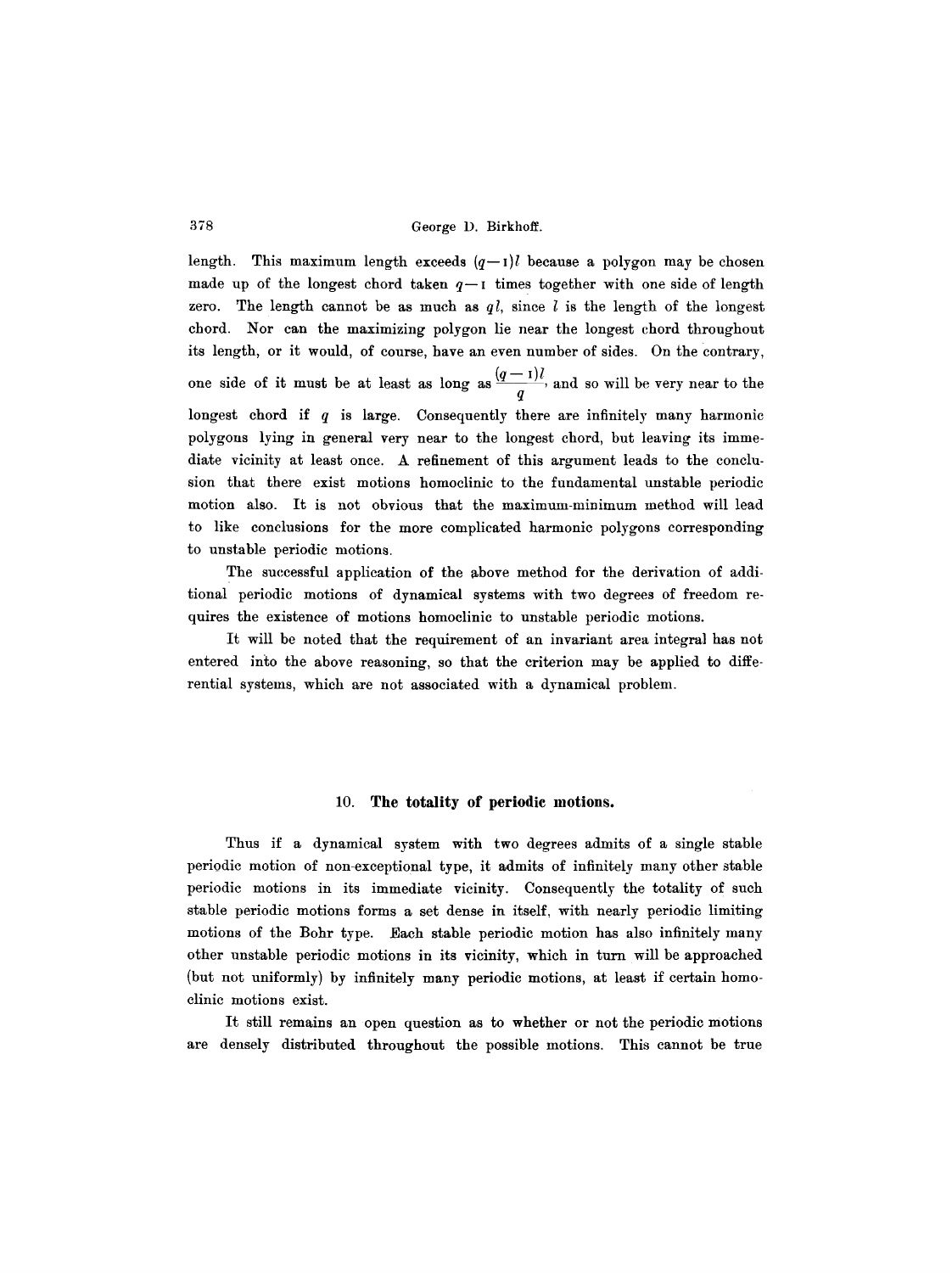length. This maximum length exceeds $(q-1)l$ because a polygon may be chosen made up of the longest chord taken $q-1$ times together with one side of length zero. The length cannot be as much as $ql$, since $l$ is the length of the longest chord. Nor can the maximizing polygon lie near the longest chord throughout its length, or it would, of course, have an even number of sides. On the contrary, one side of it must be at least as long as $\frac{(q-1)l}{q}$, and so will be very near to the longest chord if $q$ is large. Consequently there are infinitely many harmonic polygons lying in general very near to the longest chord, but leaving its immediate vicinity at least once. A refinement of this argument leads to the conclusion that there exist motions homoclinic to the fundamental unstable periodic motion also. It is not obvious that the maximum-minimum method will lead to like conclusions for the more complicated harmonic polygons corresponding to unstable periodic motions.

The successful application of the above method for the derivation of additional periodic motions of dynamical systems with two degrees of freedom requires the existence of motions homoclinic to unstable periodic motions.

It will be noted that the requirement of an invariant area integral has not entered into the above reasoning, so that the criterion may be applied to differential systems, which are not associated with a dynamical problem.

## 10. The totality of periodic motions.

Thus if a dynamical system with two degrees admits of a single stable periodic motion of non-exceptional type, it admits of infinitely many other stable periodic motions in its immediate vicinity. Consequently the totality of such stable periodic motions forms a set dense in itself, with nearly periodic limiting motions of the Bohr type. Each stable periodic motion has also infinitely many other unstable periodic motions in its vicinity, which in turn will be approached (but not uniformly) by infinitely many periodic motions, at least if certain homoclinic motions exist.

It still remains an open question as to whether or not the periodic motions are densely distributed throughout the possible motions. This cannot be true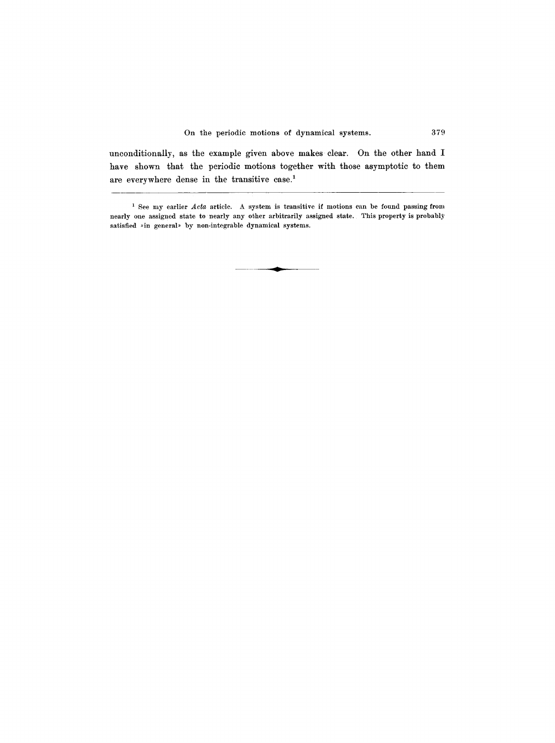unconditionally, as the example given above makes clear. On the other hand I have shown that the periodic motions together with those asymptotic to them are everywhere dense in the transitive case.[1]

---

[1] See my earlier *Acta* article. A system is transitive if motions can be found passing from nearly one assigned state to nearly any other arbitrarily assigned state. This property is probably satisfied »in general» by non-integrable dynamical systems.